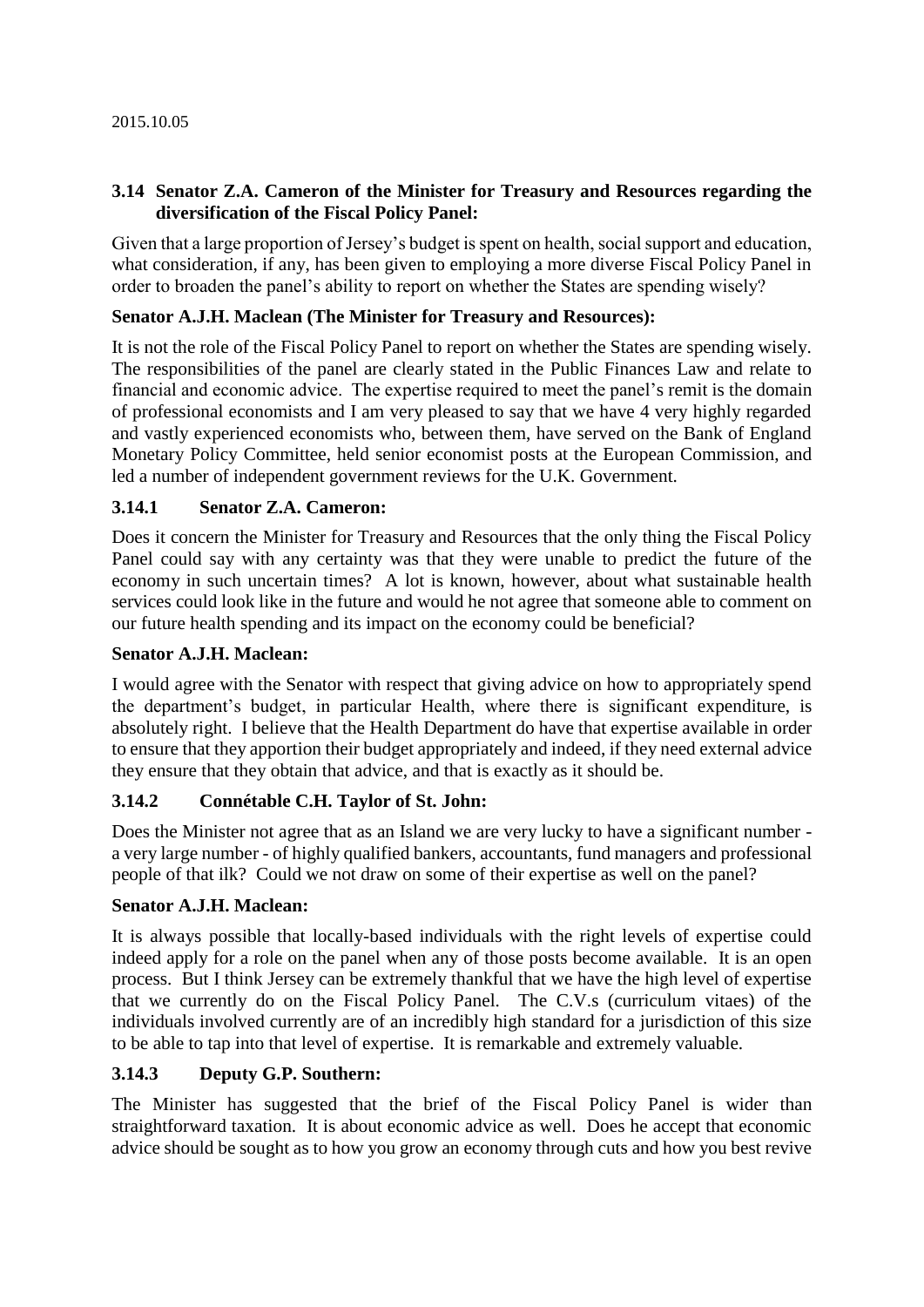2015.10.05

### 3.14 Senator Z.A. Cameron of the Minister for Treasury and Resources regarding the diversification of the Fiscal Policy Panel:

Given that a large proportion of Jersey's budget is spent on health, social support and education, what consideration, if any, has been given to employing a more diverse Fiscal Policy Panel in order to broaden the panel's ability to report on whether the States are spending wisely?

**Senator A.J.H. Maclean (The Minister for Treasury and Resources):**

It is not the role of the Fiscal Policy Panel to report on whether the States are spending wisely. The responsibilities of the panel are clearly stated in the Public Finances Law and relate to financial and economic advice. The expertise required to meet the panel's remit is the domain of professional economists and I am very pleased to say that we have 4 very highly regarded and vastly experienced economists who, between them, have served on the Bank of England Monetary Policy Committee, held senior economist posts at the European Commission, and led a number of independent government reviews for the U.K. Government.

#### 3.14.1 Senator Z.A. Cameron:

Does it concern the Minister for Treasury and Resources that the only thing the Fiscal Policy Panel could say with any certainty was that they were unable to predict the future of the economy in such uncertain times? A lot is known, however, about what sustainable health services could look like in the future and would he not agree that someone able to comment on our future health spending and its impact on the economy could be beneficial?

**Senator A.J.H. Maclean:**

I would agree with the Senator with respect that giving advice on how to appropriately spend the department's budget, in particular Health, where there is significant expenditure, is absolutely right. I believe that the Health Department do have that expertise available in order to ensure that they apportion their budget appropriately and indeed, if they need external advice they ensure that they obtain that advice, and that is exactly as it should be.

#### 3.14.2 Connétable C.H. Taylor of St. John:

Does the Minister not agree that as an Island we are very lucky to have a significant number - a very large number - of highly qualified bankers, accountants, fund managers and professional people of that ilk? Could we not draw on some of their expertise as well on the panel?

**Senator A.J.H. Maclean:**

It is always possible that locally-based individuals with the right levels of expertise could indeed apply for a role on the panel when any of those posts become available. It is an open process. But I think Jersey can be extremely thankful that we have the high level of expertise that we currently do on the Fiscal Policy Panel. The C.V.s (curriculum vitaes) of the individuals involved currently are of an incredibly high standard for a jurisdiction of this size to be able to tap into that level of expertise. It is remarkable and extremely valuable.

#### 3.14.3 Deputy G.P. Southern:

The Minister has suggested that the brief of the Fiscal Policy Panel is wider than straightforward taxation. It is about economic advice as well. Does he accept that economic advice should be sought as to how you grow an economy through cuts and how you best revive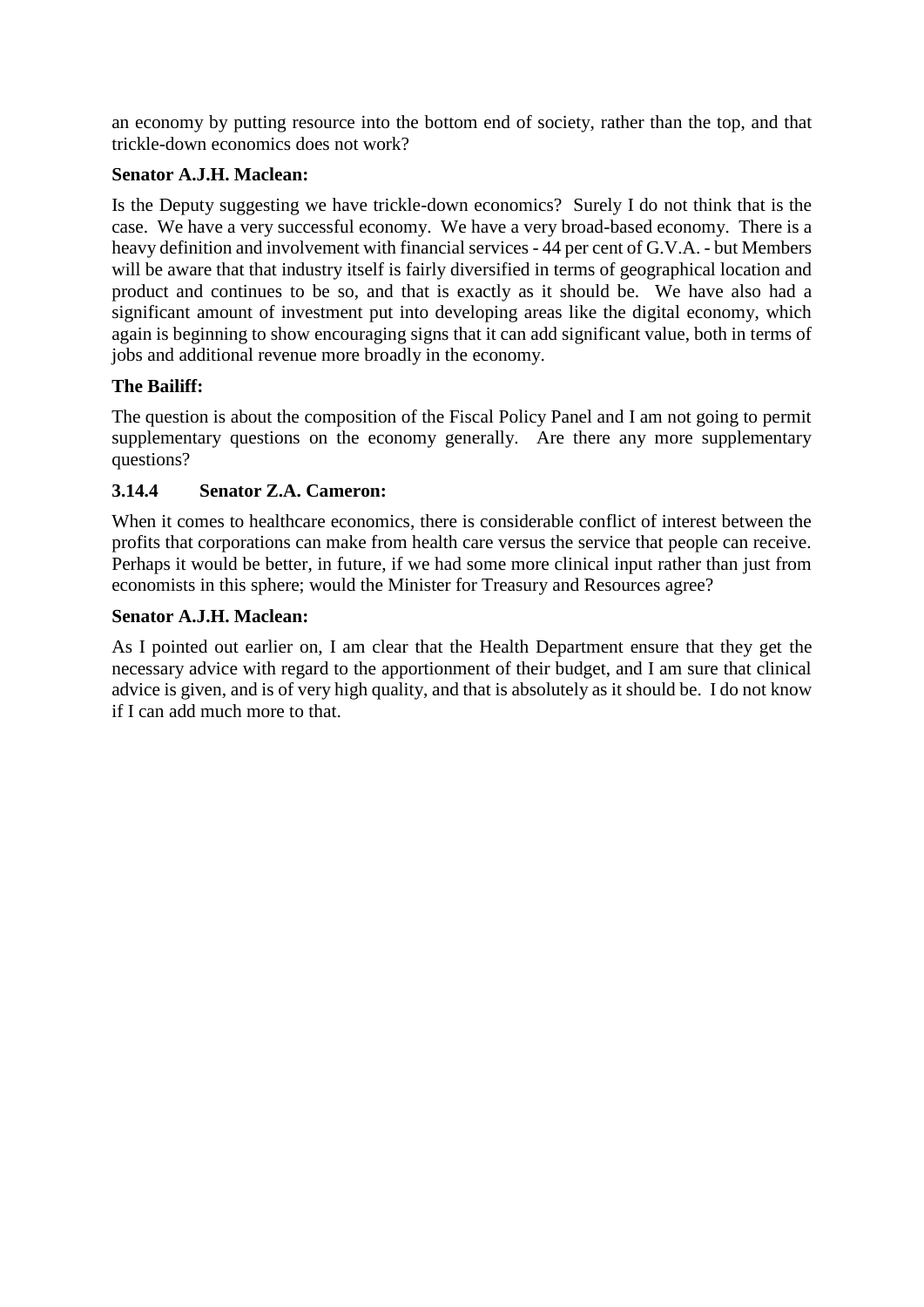an economy by putting resource into the bottom end of society, rather than the top, and that trickle-down economics does not work?

**Senator A.J.H. Maclean:**

Is the Deputy suggesting we have trickle-down economics? Surely I do not think that is the case. We have a very successful economy. We have a very broad-based economy. There is a heavy definition and involvement with financial services - 44 per cent of G.V.A. - but Members will be aware that that industry itself is fairly diversified in terms of geographical location and product and continues to be so, and that is exactly as it should be. We have also had a significant amount of investment put into developing areas like the digital economy, which again is beginning to show encouraging signs that it can add significant value, both in terms of jobs and additional revenue more broadly in the economy.

**The Bailiff:**

The question is about the composition of the Fiscal Policy Panel and I am not going to permit supplementary questions on the economy generally. Are there any more supplementary questions?

**3.14.4 Senator Z.A. Cameron:**

When it comes to healthcare economics, there is considerable conflict of interest between the profits that corporations can make from health care versus the service that people can receive. Perhaps it would be better, in future, if we had some more clinical input rather than just from economists in this sphere; would the Minister for Treasury and Resources agree?

**Senator A.J.H. Maclean:**

As I pointed out earlier on, I am clear that the Health Department ensure that they get the necessary advice with regard to the apportionment of their budget, and I am sure that clinical advice is given, and is of very high quality, and that is absolutely as it should be. I do not know if I can add much more to that.